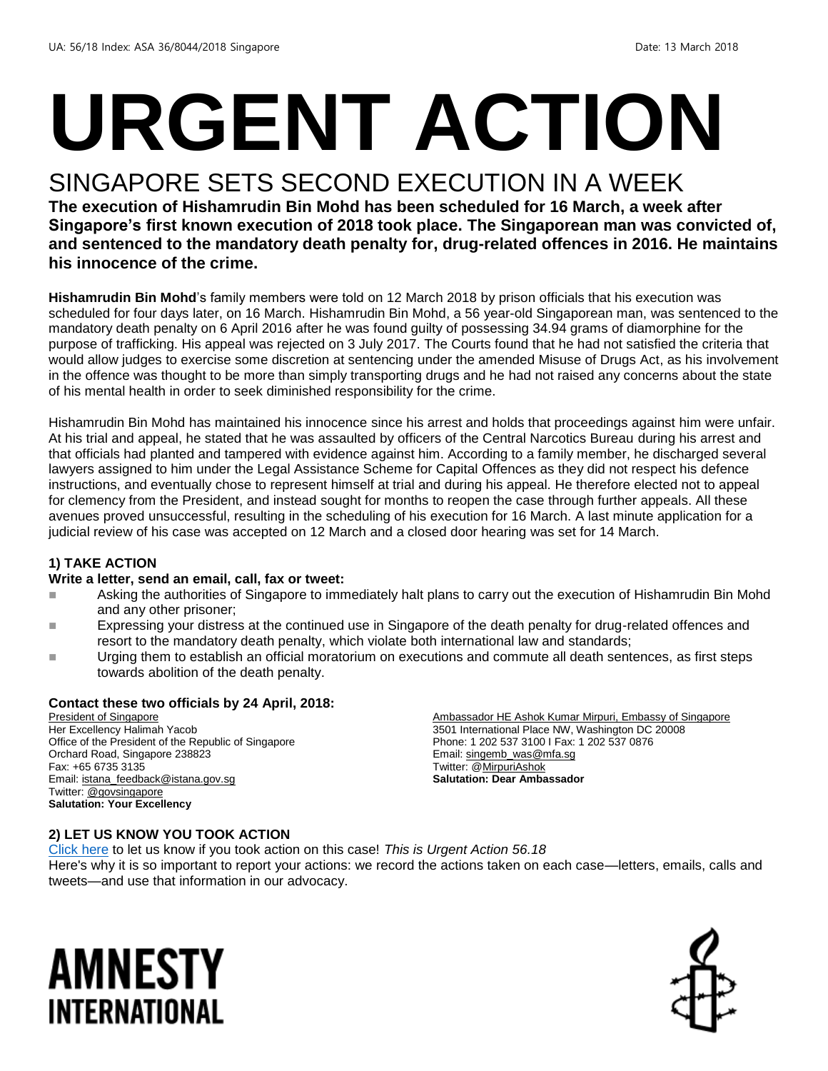UA: 56/18 Index: ASA 36/8044/2018 Singapore Date: 13 March 2018

# URGENT ACTION

## SINGAPORE SETS SECOND EXECUTION IN A WEEK

**The execution of Hishamrudin Bin Mohd has been scheduled for 16 March, a week after Singapore's first known execution of 2018 took place. The Singaporean man was convicted of, and sentenced to the mandatory death penalty for, drug-related offences in 2016. He maintains his innocence of the crime.**

**Hishamrudin Bin Mohd**'s family members were told on 12 March 2018 by prison officials that his execution was scheduled for four days later, on 16 March. Hishamrudin Bin Mohd, a 56 year-old Singaporean man, was sentenced to the mandatory death penalty on 6 April 2016 after he was found guilty of possessing 34.94 grams of diamorphine for the purpose of trafficking. His appeal was rejected on 3 July 2017. The Courts found that he had not satisfied the criteria that would allow judges to exercise some discretion at sentencing under the amended Misuse of Drugs Act, as his involvement in the offence was thought to be more than simply transporting drugs and he had not raised any concerns about the state of his mental health in order to seek diminished responsibility for the crime.

Hishamrudin Bin Mohd has maintained his innocence since his arrest and holds that proceedings against him were unfair. At his trial and appeal, he stated that he was assaulted by officers of the Central Narcotics Bureau during his arrest and that officials had planted and tampered with evidence against him. According to a family member, he discharged several lawyers assigned to him under the Legal Assistance Scheme for Capital Offences as they did not respect his defence instructions, and eventually chose to represent himself at trial and during his appeal. He therefore elected not to appeal for clemency from the President, and instead sought for months to reopen the case through further appeals. All these avenues proved unsuccessful, resulting in the scheduling of his execution for 16 March. A last minute application for a judicial review of his case was accepted on 12 March and a closed door hearing was set for 14 March.

### 1) TAKE ACTION

**Write a letter, send an email, call, fax or tweet:**

- Asking the authorities of Singapore to immediately halt plans to carry out the execution of Hishamrudin Bin Mohd and any other prisoner;
- Expressing your distress at the continued use in Singapore of the death penalty for drug-related offences and resort to the mandatory death penalty, which violate both international law and standards;
- Urging them to establish an official moratorium on executions and commute all death sentences, as first steps towards abolition of the death penalty.

**Contact these two officials by 24 April, 2018:**

President of Singapore
Her Excellency Halimah Yacob
Office of the President of the Republic of Singapore
Orchard Road, Singapore 238823
Fax: +65 6735 3135
Email: istana_feedback@istana.gov.sg
Twitter: @govsingapore
**Salutation: Your Excellency**

Ambassador HE Ashok Kumar Mirpuri, Embassy of Singapore
3501 International Place NW, Washington DC 20008
Phone: 1 202 537 3100 I Fax: 1 202 537 0876
Email: singemb_was@mfa.sg
Twitter: @MirpuriAshok
**Salutation: Dear Ambassador**

### 2) LET US KNOW YOU TOOK ACTION

Click here to let us know if you took action on this case! *This is Urgent Action 56.18*
Here's why it is so important to report your actions: we record the actions taken on each case—letters, emails, calls and tweets—and use that information in our advocacy.

AMNESTY INTERNATIONAL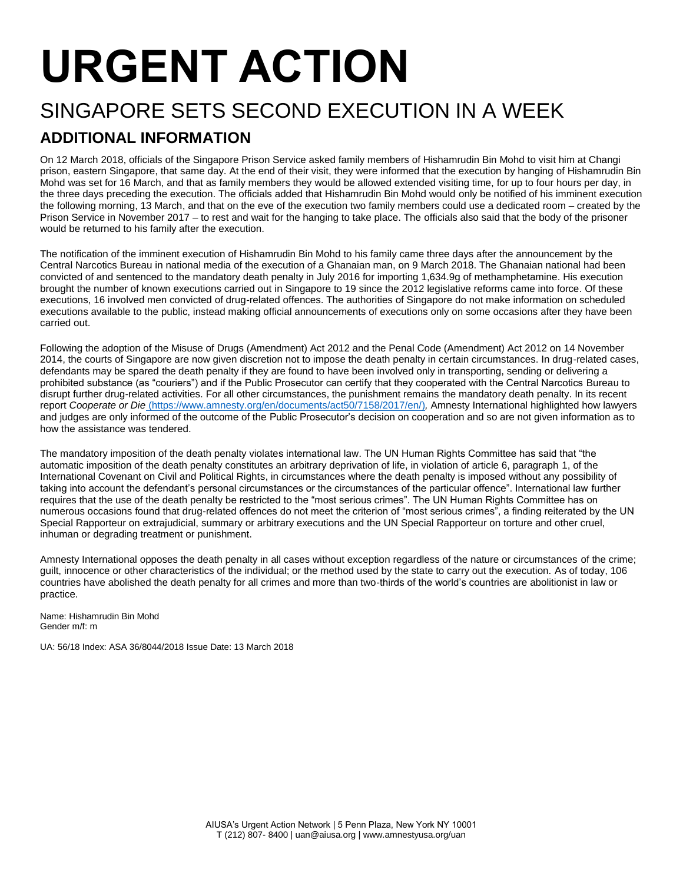# URGENT ACTION

## SINGAPORE SETS SECOND EXECUTION IN A WEEK

### ADDITIONAL INFORMATION

On 12 March 2018, officials of the Singapore Prison Service asked family members of Hishamrudin Bin Mohd to visit him at Changi prison, eastern Singapore, that same day. At the end of their visit, they were informed that the execution by hanging of Hishamrudin Bin Mohd was set for 16 March, and that as family members they would be allowed extended visiting time, for up to four hours per day, in the three days preceding the execution. The officials added that Hishamrudin Bin Mohd would only be notified of his imminent execution the following morning, 13 March, and that on the eve of the execution two family members could use a dedicated room – created by the Prison Service in November 2017 – to rest and wait for the hanging to take place. The officials also said that the body of the prisoner would be returned to his family after the execution.

The notification of the imminent execution of Hishamrudin Bin Mohd to his family came three days after the announcement by the Central Narcotics Bureau in national media of the execution of a Ghanaian man, on 9 March 2018. The Ghanaian national had been convicted of and sentenced to the mandatory death penalty in July 2016 for importing 1,634.9g of methamphetamine. His execution brought the number of known executions carried out in Singapore to 19 since the 2012 legislative reforms came into force. Of these executions, 16 involved men convicted of drug-related offences. The authorities of Singapore do not make information on scheduled executions available to the public, instead making official announcements of executions only on some occasions after they have been carried out.

Following the adoption of the Misuse of Drugs (Amendment) Act 2012 and the Penal Code (Amendment) Act 2012 on 14 November 2014, the courts of Singapore are now given discretion not to impose the death penalty in certain circumstances. In drug-related cases, defendants may be spared the death penalty if they are found to have been involved only in transporting, sending or delivering a prohibited substance (as "couriers") and if the Public Prosecutor can certify that they cooperated with the Central Narcotics Bureau to disrupt further drug-related activities. For all other circumstances, the punishment remains the mandatory death penalty. In its recent report *Cooperate or Die* (https://www.amnesty.org/en/documents/act50/7158/2017/en/), Amnesty International highlighted how lawyers and judges are only informed of the outcome of the Public Prosecutor's decision on cooperation and so are not given information as to how the assistance was tendered.

The mandatory imposition of the death penalty violates international law. The UN Human Rights Committee has said that "the automatic imposition of the death penalty constitutes an arbitrary deprivation of life, in violation of article 6, paragraph 1, of the International Covenant on Civil and Political Rights, in circumstances where the death penalty is imposed without any possibility of taking into account the defendant's personal circumstances or the circumstances of the particular offence". International law further requires that the use of the death penalty be restricted to the "most serious crimes". The UN Human Rights Committee has on numerous occasions found that drug-related offences do not meet the criterion of "most serious crimes", a finding reiterated by the UN Special Rapporteur on extrajudicial, summary or arbitrary executions and the UN Special Rapporteur on torture and other cruel, inhuman or degrading treatment or punishment.

Amnesty International opposes the death penalty in all cases without exception regardless of the nature or circumstances of the crime; guilt, innocence or other characteristics of the individual; or the method used by the state to carry out the execution. As of today, 106 countries have abolished the death penalty for all crimes and more than two-thirds of the world's countries are abolitionist in law or practice.

Name: Hishamrudin Bin Mohd
Gender m/f: m

UA: 56/18 Index: ASA 36/8044/2018 Issue Date: 13 March 2018

AIUSA's Urgent Action Network | 5 Penn Plaza, New York NY 10001
T (212) 807- 8400 | uan@aiusa.org | www.amnestyusa.org/uan